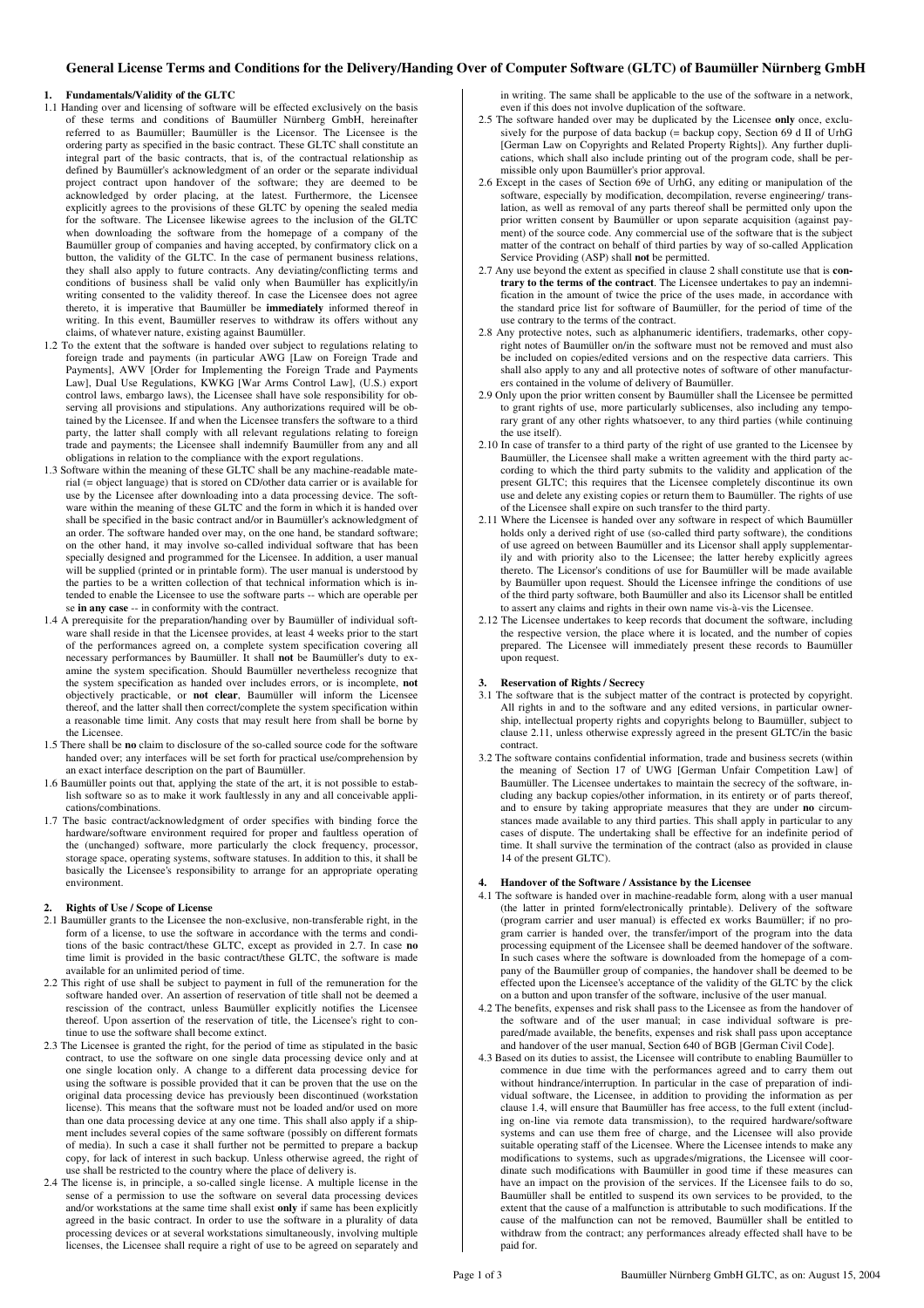# General License Terms and Conditions for the Delivery/Handing Over of Computer Software (GLTC) of Baumüller Nürnberg GmbH

## 1. Fundamentals/Validity of the GLTC

1.1 Handing over and licensing of software will be effected exclusively on the basis of these terms and conditions of Baumüller Nürnberg GmbH, hereinafter referred to as Baumüller; Baumüller is the Licensor. The Licensee is the ordering party as specified in the basic contract. These GLTC shall constitute an integral part of the basic contracts, that is, of the contractual relationship as defined by Baumüller's acknowledgment of an order or the separate individual project contract upon handover of the software; they are deemed to be acknowledged by order placing, at the latest. Furthermore, the Licensee explicitly agrees to the provisions of these GLTC by opening the sealed media for the software. The Licensee likewise agrees to the inclusion of the GLTC when downloading the software from the homepage of a company of the Baumüller group of companies and having accepted, by confirmatory click on a button, the validity of the GLTC. In the case of permanent business relations, they shall also apply to future contracts. Any deviating/conflicting terms and conditions of business shall be valid only when Baumüller has explicitly/in writing consented to the validity thereof. In case the Licensee does not agree thereto, it is imperative that Baumüller be **immediately** informed thereof in writing. In this event, Baumüller reserves to withdraw its offers without any claims, of whatever nature, existing against Baumüller.

1.2 To the extent that the software is handed over subject to regulations relating to foreign trade and payments (in particular AWG [Law on Foreign Trade and Payments], AWV [Order for Implementing the Foreign Trade and Payments Law], Dual Use Regulations, KWKG [War Arms Control Law], (U.S.) export control laws, embargo laws), the Licensee shall have sole responsibility for observing all provisions and stipulations. Any authorizations required will be obtained by the Licensee. If and when the Licensee transfers the software to a third party, the latter shall comply with all relevant regulations relating to foreign trade and payments; the Licensee shall indemnify Baumüller from any and all obligations in relation to the compliance with the export regulations.

1.3 Software within the meaning of these GLTC shall be any machine-readable material (= object language) that is stored on CD/other data carrier or is available for use by the Licensee after downloading into a data processing device. The software within the meaning of these GLTC and the form in which it is handed over shall be specified in the basic contract and/or in Baumüller's acknowledgment of an order. The software handed over may, on the one hand, be standard software; on the other hand, it may involve so-called individual software that has been specially designed and programmed for the Licensee. In addition, a user manual will be supplied (printed or in printable form). The user manual is understood by the parties to be a written collection of that technical information which is intended to enable the Licensee to use the software parts -- which are operable per se **in any case** -- in conformity with the contract.

1.4 A prerequisite for the preparation/handing over by Baumüller of individual software shall reside in that the Licensee provides, at least 4 weeks prior to the start of the performances agreed on, a complete system specification covering all necessary performances by Baumüller. It shall **not** be Baumüller's duty to examine the system specification. Should Baumüller nevertheless recognize that the system specification as handed over includes errors, or is incomplete, **not** objectively practicable, or **not clear**, Baumüller will inform the Licensee thereof, and the latter shall then correct/complete the system specification within a reasonable time limit. Any costs that may result here from shall be borne by the Licensee.

1.5 There shall be **no** claim to disclosure of the so-called source code for the software handed over; any interfaces will be set forth for practical use/comprehension by an exact interface description on the part of Baumüller.

1.6 Baumüller points out that, applying the state of the art, it is not possible to establish software so as to make it work faultlessly in any and all conceivable applications/combinations.

1.7 The basic contract/acknowledgment of order specifies with binding force the hardware/software environment required for proper and faultless operation of the (unchanged) software, more particularly the clock frequency, processor, storage space, operating systems, software statuses. In addition to this, it shall be basically the Licensee's responsibility to arrange for an appropriate operating environment.

## 2. Rights of Use / Scope of License

2.1 Baumüller grants to the Licensee the non-exclusive, non-transferable right, in the form of a license, to use the software in accordance with the terms and conditions of the basic contract/these GLTC, except as provided in 2.7. In case **no** time limit is provided in the basic contract/these GLTC, the software is made available for an unlimited period of time.

2.2 This right of use shall be subject to payment in full of the remuneration for the software handed over. An assertion of reservation of title shall not be deemed a rescission of the contract, unless Baumüller explicitly notifies the Licensee thereof. Upon assertion of the reservation of title, the Licensee's right to continue to use the software shall become extinct.

2.3 The Licensee is granted the right, for the period of time as stipulated in the basic contract, to use the software on one single data processing device only and at one single location only. A change to a different data processing device for using the software is possible provided that it can be proven that the use on the original data processing device has previously been discontinued (workstation license). This means that the software must not be loaded and/or used on more than one data processing device at any one time. This shall also apply if a shipment includes several copies of the same software (possibly on different formats of media). In such a case it shall further not be permitted to prepare a backup copy, for lack of interest in such backup. Unless otherwise agreed, the right of use shall be restricted to the country where the place of delivery is.

2.4 The license is, in principle, a so-called single license. A multiple license in the sense of a permission to use the software on several data processing devices and/or workstations at the same time shall exist **only** if same has been explicitly agreed in the basic contract. In order to use the software in a plurality of data processing devices or at several workstations simultaneously, involving multiple licenses, the Licensee shall require a right of use to be agreed on separately and in writing. The same shall be applicable to the use of the software in a network, even if this does not involve duplication of the software.

2.5 The software handed over may be duplicated by the Licensee **only** once, exclusively for the purpose of data backup (= backup copy, Section 69 d II of UrhG [German Law on Copyrights and Related Property Rights]). Any further duplications, which shall also include printing out of the program code, shall be permissible only upon Baumüller's prior approval.

2.6 Except in the cases of Section 69e of UrhG, any editing or manipulation of the software, especially by modification, decompilation, reverse engineering/ translation, as well as removal of any parts thereof shall be permitted only upon the prior written consent by Baumüller or upon separate acquisition (against payment) of the source code. Any commercial use of the software that is the subject matter of the contract on behalf of third parties by way of so-called Application Service Providing (ASP) shall **not** be permitted.

2.7 Any use beyond the extent as specified in clause 2 shall constitute use that is **contrary to the terms of the contract**. The Licensee undertakes to pay an indemnification in the amount of twice the price of the uses made, in accordance with the standard price list for software of Baumüller, for the period of time of the use contrary to the terms of the contract.

2.8 Any protective notes, such as alphanumeric identifiers, trademarks, other copyright notes of Baumüller on/in the software must not be removed and must also be included on copies/edited versions and on the respective data carriers. This shall also apply to any and all protective notes of software of other manufacturers contained in the volume of delivery of Baumüller.

2.9 Only upon the prior written consent by Baumüller shall the Licensee be permitted to grant rights of use, more particularly sublicenses, also including any temporary grant of any other rights whatsoever, to any third parties (while continuing the use itself).

2.10 In case of transfer to a third party of the right of use granted to the Licensee by Baumüller, the Licensee shall make a written agreement with the third party according to which the third party submits to the validity and application of the present GLTC; this requires that the Licensee completely discontinue its own use and delete any existing copies or return them to Baumüller. The rights of use of the Licensee shall expire on such transfer to the third party.

2.11 Where the Licensee is handed over any software in respect of which Baumüller holds only a derived right of use (so-called third party software), the conditions of use agreed on between Baumüller and its Licensor shall apply supplementarily and with priority also to the Licensee; the latter hereby explicitly agrees thereto. The Licensor's conditions of use for Baumüller will be made available by Baumüller upon request. Should the Licensee infringe the conditions of use of the third party software, both Baumüller and also its Licensor shall be entitled to assert any claims and rights in their own name vis-à-vis the Licensee.

2.12 The Licensee undertakes to keep records that document the software, including the respective version, the place where it is located, and the number of copies prepared. The Licensee will immediately present these records to Baumüller upon request.

## 3. Reservation of Rights / Secrecy

3.1 The software that is the subject matter of the contract is protected by copyright. All rights in and to the software and any edited versions, in particular ownership, intellectual property rights and copyrights belong to Baumüller, subject to clause 2.11, unless otherwise expressly agreed in the present GLTC/in the basic contract.

3.2 The software contains confidential information, trade and business secrets (within the meaning of Section 17 of UWG [German Unfair Competition Law] of Baumüller. The Licensee undertakes to maintain the secrecy of the software, including any backup copies/other information, in its entirety or of parts thereof, and to ensure by taking appropriate measures that they are under **no** circumstances made available to any third parties. This shall apply in particular to any cases of dispute. The undertaking shall be effective for an indefinite period of time. It shall survive the termination of the contract (also as provided in clause 14 of the present GLTC).

## 4. Handover of the Software / Assistance by the Licensee

4.1 The software is handed over in machine-readable form, along with a user manual (the latter in printed form/electronically printable). Delivery of the software (program carrier and user manual) is effected ex works Baumüller; if no program carrier is handed over, the transfer/import of the program into the data processing equipment of the Licensee shall be deemed handover of the software. In such cases where the software is downloaded from the homepage of a company of the Baumüller group of companies, the handover shall be deemed to be effected upon the Licensee's acceptance of the validity of the GLTC by the click on a button and upon transfer of the software, inclusive of the user manual.

4.2 The benefits, expenses and risk shall pass to the Licensee as from the handover of the software and of the user manual; in case individual software is prepared/made available, the benefits, expenses and risk shall pass upon acceptance and handover of the user manual, Section 640 of BGB [German Civil Code].

4.3 Based on its duties to assist, the Licensee will contribute to enabling Baumüller to commence in due time with the performances agreed and to carry them out without hindrance/interruption. In particular in the case of preparation of individual software, the Licensee, in addition to providing the information as per clause 1.4, will ensure that Baumüller has free access, to the full extent (including on-line via remote data transmission), to the required hardware/software systems and can use them free of charge, and the Licensee will also provide suitable operating staff of the Licensee. Where the Licensee intends to make any modifications to systems, such as upgrades/migrations, the Licensee will coordinate such modifications with Baumüller in good time if these measures can have an impact on the provision of the services. If the Licensee fails to do so, Baumüller shall be entitled to suspend its own services to be provided, to the extent that the cause of a malfunction is attributable to such modifications. If the cause of the malfunction can not be removed, Baumüller shall be entitled to withdraw from the contract; any performances already effected shall have to be paid for.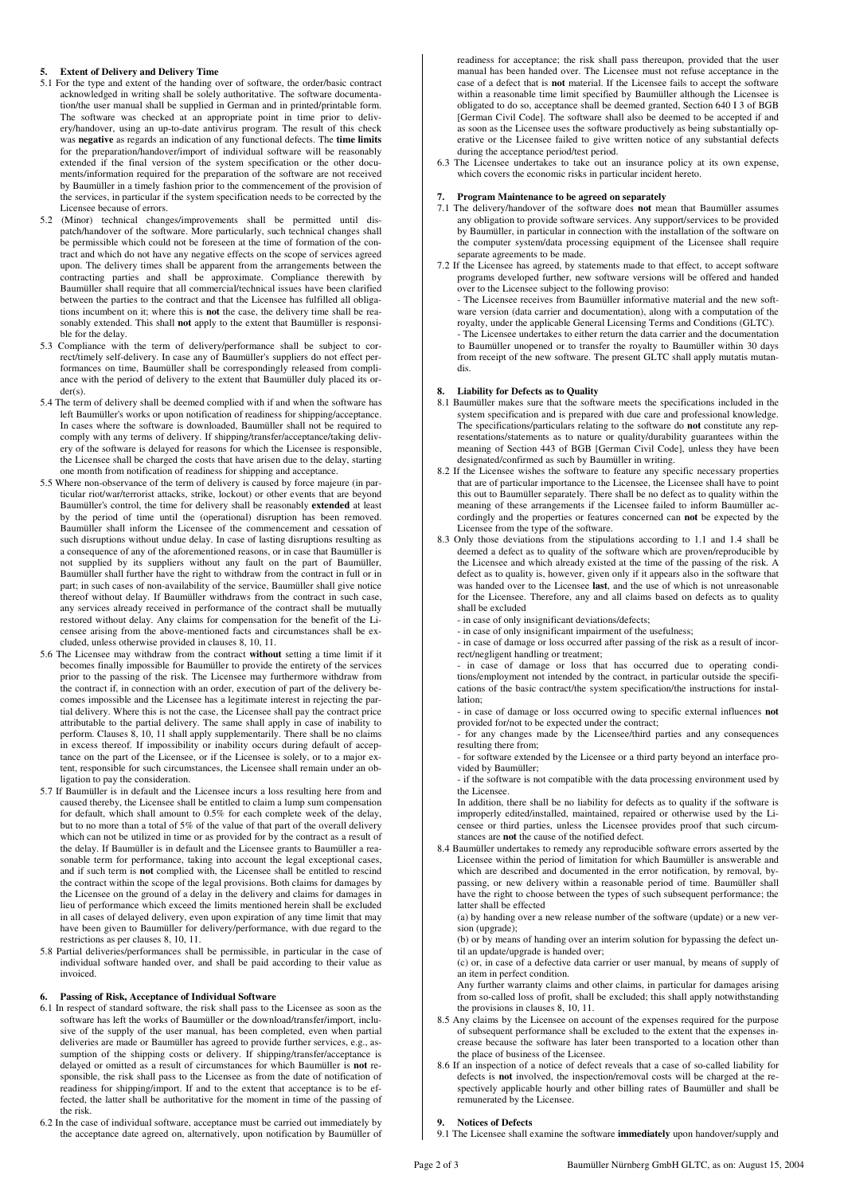## 5. Extent of Delivery and Delivery Time

5.1 For the type and extent of the handing over of software, the order/basic contract acknowledged in writing shall be solely authoritative. The software documentation/the user manual shall be supplied in German and in printed/printable form. The software was checked at an appropriate point in time prior to delivery/handover, using an up-to-date antivirus program. The result of this check was **negative** as regards an indication of any functional defects. The **time limits** for the preparation/handover/import of individual software will be reasonably extended if the final version of the system specification or the other documents/information required for the preparation of the software are not received by Baumüller in a timely fashion prior to the commencement of the provision of the services, in particular if the system specification needs to be corrected by the Licensee because of errors.

5.2 (Minor) technical changes/improvements shall be permitted until dispatch/handover of the software. More particularly, such technical changes shall be permissible which could not be foreseen at the time of formation of the contract and which do not have any negative effects on the scope of services agreed upon. The delivery times shall be apparent from the arrangements between the contracting parties and shall be approximate. Compliance therewith by Baumüller shall require that all commercial/technical issues have been clarified between the parties to the contract and that the Licensee has fulfilled all obligations incumbent on it; where this is **not** the case, the delivery time shall be reasonably extended. This shall **not** apply to the extent that Baumüller is responsible for the delay.

5.3 Compliance with the term of delivery/performance shall be subject to correct/timely self-delivery. In case any of Baumüller's suppliers do not effect performances on time, Baumüller shall be correspondingly released from compliance with the period of delivery to the extent that Baumüller duly placed its order(s).

5.4 The term of delivery shall be deemed complied with if and when the software has left Baumüller's works or upon notification of readiness for shipping/acceptance. In cases where the software is downloaded, Baumüller shall not be required to comply with any terms of delivery. If shipping/transfer/acceptance/taking delivery of the software is delayed for reasons for which the Licensee is responsible, the Licensee shall be charged the costs that have arisen due to the delay, starting one month from notification of readiness for shipping and acceptance.

5.5 Where non-observance of the term of delivery is caused by force majeure (in particular riot/war/terrorist attacks, strike, lockout) or other events that are beyond Baumüller's control, the time for delivery shall be reasonably **extended** at least by the period of time until the (operational) disruption has been removed. Baumüller shall inform the Licensee of the commencement and cessation of such disruptions without undue delay. In case of lasting disruptions resulting as a consequence of any of the aforementioned reasons, or in case that Baumüller is not supplied by its suppliers without any fault on the part of Baumüller, Baumüller shall further have the right to withdraw from the contract in full or in part; in such cases of non-availability of the service, Baumüller shall give notice thereof without delay. If Baumüller withdraws from the contract in such case, any services already received in performance of the contract shall be mutually restored without delay. Any claims for compensation for the benefit of the Licensee arising from the above-mentioned facts and circumstances shall be excluded, unless otherwise provided in clauses 8, 10, 11.

5.6 The Licensee may withdraw from the contract **without** setting a time limit if it becomes finally impossible for Baumüller to provide the entirety of the services prior to the passing of the risk. The Licensee may furthermore withdraw from the contract if, in connection with an order, execution of part of the delivery becomes impossible and the Licensee has a legitimate interest in rejecting the partial delivery. Where this is not the case, the Licensee shall pay the contract price attributable to the partial delivery. The same shall apply in case of inability to perform. Clauses 8, 10, 11 shall apply supplementarily. There shall be no claims in excess thereof. If impossibility or inability occurs during default of acceptance on the part of the Licensee, or if the Licensee is solely, or to a major extent, responsible for such circumstances, the Licensee shall remain under an obligation to pay the consideration.

5.7 If Baumüller is in default and the Licensee incurs a loss resulting here from and caused thereby, the Licensee shall be entitled to claim a lump sum compensation for default, which shall amount to 0.5% for each complete week of the delay, but to no more than a total of 5% of the value of that part of the overall delivery which can not be utilized in time or as provided for by the contract as a result of the delay. If Baumüller is in default and the Licensee grants to Baumüller a reasonable term for performance, taking into account the legal exceptional cases, and if such term is **not** complied with, the Licensee shall be entitled to rescind the contract within the scope of the legal provisions. Both claims for damages by the Licensee on the ground of a delay in the delivery and claims for damages in lieu of performance which exceed the limits mentioned herein shall be excluded in all cases of delayed delivery, even upon expiration of any time limit that may have been given to Baumüller for delivery/performance, with due regard to the restrictions as per clauses 8, 10, 11.

5.8 Partial deliveries/performances shall be permissible, in particular in the case of individual software handed over, and shall be paid according to their value as invoiced.

## 6. Passing of Risk, Acceptance of Individual Software

6.1 In respect of standard software, the risk shall pass to the Licensee as soon as the software has left the works of Baumüller or the download/transfer/import, inclusive of the supply of the user manual, has been completed, even when partial deliveries are made or Baumüller has agreed to provide further services, e.g., assumption of the shipping costs or delivery. If shipping/transfer/acceptance is delayed or omitted as a result of circumstances for which Baumüller is **not** responsible, the risk shall pass to the Licensee as from the date of notification of readiness for shipping/import. If and to the extent that acceptance is to be effected, the latter shall be authoritative for the moment in time of the passing of the risk.

6.2 In the case of individual software, acceptance must be carried out immediately by the acceptance date agreed on, alternatively, upon notification by Baumüller of readiness for acceptance; the risk shall pass thereupon, provided that the user manual has been handed over. The Licensee must not refuse acceptance in the case of a defect that is **not** material. If the Licensee fails to accept the software within a reasonable time limit specified by Baumüller although the Licensee is obligated to do so, acceptance shall be deemed granted, Section 640 I 3 of BGB [German Civil Code]. The software shall also be deemed to be accepted if and as soon as the Licensee uses the software productively as being substantially operative or the Licensee failed to give written notice of any substantial defects during the acceptance period/test period.

6.3 The Licensee undertakes to take out an insurance policy at its own expense, which covers the economic risks in particular incident hereto.

## 7. Program Maintenance to be agreed on separately

7.1 The delivery/handover of the software does **not** mean that Baumüller assumes any obligation to provide software services. Any support/services to be provided by Baumüller, in particular in connection with the installation of the software on the computer system/data processing equipment of the Licensee shall require separate agreements to be made.

7.2 If the Licensee has agreed, by statements made to that effect, to accept software programs developed further, new software versions will be offered and handed over to the Licensee subject to the following proviso:
- The Licensee receives from Baumüller informative material and the new software version (data carrier and documentation), along with a computation of the royalty, under the applicable General Licensing Terms and Conditions (GLTC).
- The Licensee undertakes to either return the data carrier and the documentation to Baumüller unopened or to transfer the royalty to Baumüller within 30 days from receipt of the new software. The present GLTC shall apply mutatis mutandis.

## 8. Liability for Defects as to Quality

8.1 Baumüller makes sure that the software meets the specifications included in the system specification and is prepared with due care and professional knowledge. The specifications/particulars relating to the software do **not** constitute any representations/statements as to nature or quality/durability guarantees within the meaning of Section 443 of BGB [German Civil Code], unless they have been designated/confirmed as such by Baumüller in writing.

8.2 If the Licensee wishes the software to feature any specific necessary properties that are of particular importance to the Licensee, the Licensee shall have to point this out to Baumüller separately. There shall be no defect as to quality within the meaning of these arrangements if the Licensee failed to inform Baumüller accordingly and the properties or features concerned can **not** be expected by the Licensee from the type of the software.

8.3 Only those deviations from the stipulations according to 1.1 and 1.4 shall be deemed a defect as to quality of the software which are proven/reproducible by the Licensee and which already existed at the time of the passing of the risk. A defect as to quality is, however, given only if it appears also in the software that was handed over to the Licensee **last**, and the use of which is not unreasonable for the Licensee. Therefore, any and all claims based on defects as to quality shall be excluded
- in case of only insignificant deviations/defects;
- in case of only insignificant impairment of the usefulness;
- in case of damage or loss occurred after passing of the risk as a result of incorrect/negligent handling or treatment;
- in case of damage or loss that has occurred due to operating conditions/employment not intended by the contract, in particular outside the specifications of the basic contract/the system specification/the instructions for installation;
- in case of damage or loss occurred owing to specific external influences **not** provided for/not to be expected under the contract;
- for any changes made by the Licensee/third parties and any consequences resulting there from;
- for software extended by the Licensee or a third party beyond an interface provided by Baumüller;
- if the software is not compatible with the data processing environment used by the Licensee.

In addition, there shall be no liability for defects as to quality if the software is improperly edited/installed, maintained, repaired or otherwise used by the Licensee or third parties, unless the Licensee provides proof that such circumstances are **not** the cause of the notified defect.

8.4 Baumüller undertakes to remedy any reproducible software errors asserted by the Licensee within the period of limitation for which Baumüller is answerable and which are described and documented in the error notification, by removal, bypassing, or new delivery within a reasonable period of time. Baumüller shall have the right to choose between the types of such subsequent performance; the latter shall be effected

(a) by handing over a new release number of the software (update) or a new version (upgrade);

(b) or by means of handing over an interim solution for bypassing the defect until an update/upgrade is handed over;

(c) or, in case of a defective data carrier or user manual, by means of supply of an item in perfect condition.

Any further warranty claims and other claims, in particular for damages arising from so-called loss of profit, shall be excluded; this shall apply notwithstanding the provisions in clauses 8, 10, 11.

8.5 Any claims by the Licensee on account of the expenses required for the purpose of subsequent performance shall be excluded to the extent that the expenses increase because the software has later been transported to a location other than the place of business of the Licensee.

8.6 If an inspection of a notice of defect reveals that a case of so-called liability for defects is **not** involved, the inspection/removal costs will be charged at the respectively applicable hourly and other billing rates of Baumüller and shall be remunerated by the Licensee.

## 9. Notices of Defects

9.1 The Licensee shall examine the software **immediately** upon handover/supply and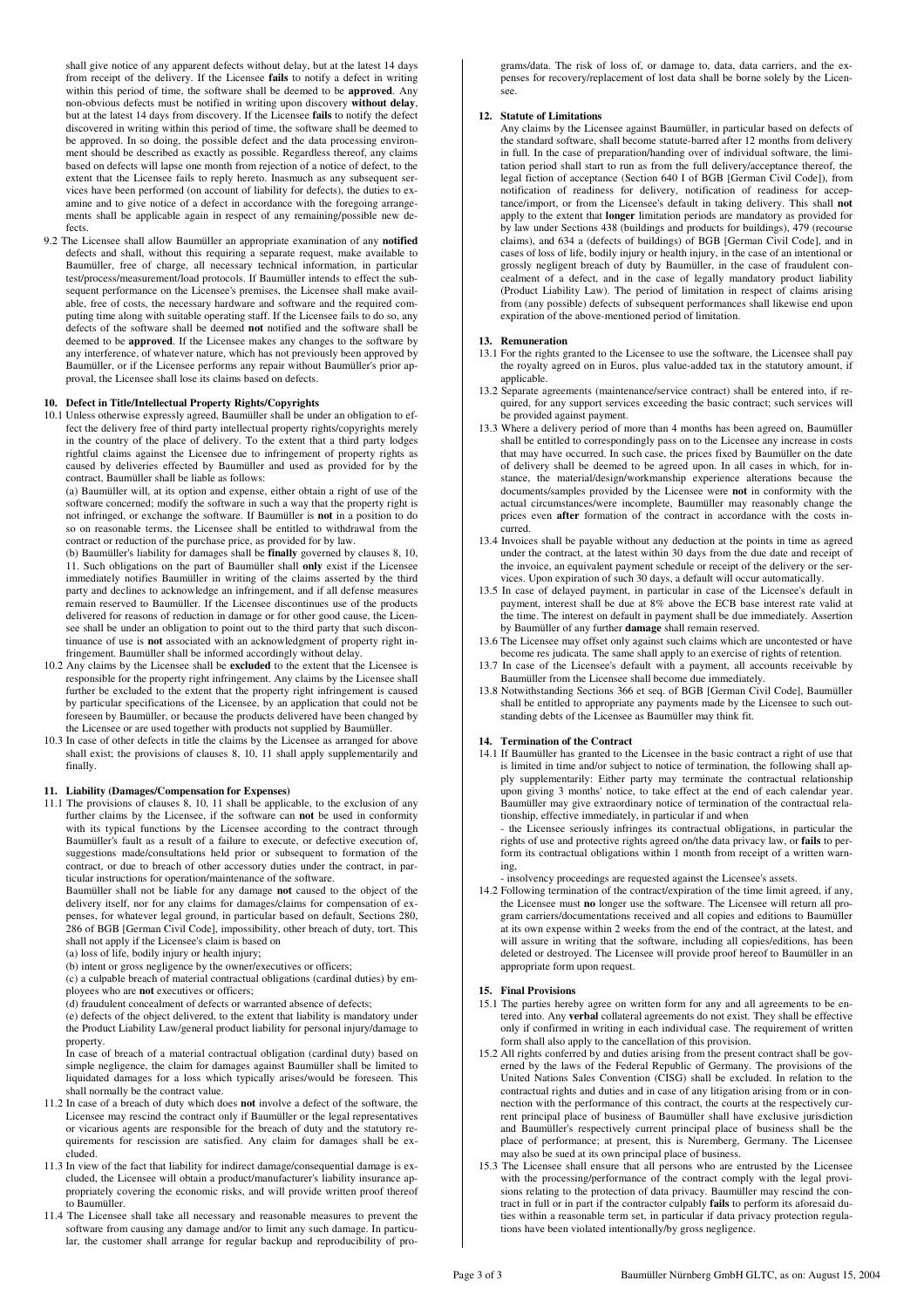shall give notice of any apparent defects without delay, but at the latest 14 days from receipt of the delivery. If the Licensee **fails** to notify a defect in writing within this period of time, the software shall be deemed to be **approved**. Any non-obvious defects must be notified in writing upon discovery **without delay**, but at the latest 14 days from discovery. If the Licensee **fails** to notify the defect discovered in writing within this period of time, the software shall be deemed to be approved. In so doing, the possible defect and the data processing environment should be described as exactly as possible. Regardless thereof, any claims based on defects will lapse one month from rejection of a notice of defect, to the extent that the Licensee fails to reply hereto. Inasmuch as any subsequent services have been performed (on account of liability for defects), the duties to examine and to give notice of a defect in accordance with the foregoing arrangements shall be applicable again in respect of any remaining/possible new defects.

9.2 The Licensee shall allow Baumüller an appropriate examination of any **notified** defects and shall, without this requiring a separate request, make available to Baumüller, free of charge, all necessary technical information, in particular test/process/measurement/load protocols. If Baumüller intends to effect the subsequent performance on the Licensee's premises, the Licensee shall make available, free of costs, the necessary hardware and software and the required computing time along with suitable operating staff. If the Licensee fails to do so, any defects of the software shall be deemed **not** notified and the software shall be deemed to be **approved**. If the Licensee makes any changes to the software by any interference, of whatever nature, which has not previously been approved by Baumüller, or if the Licensee performs any repair without Baumüller's prior approval, the Licensee shall lose its claims based on defects.

## 10. Defect in Title/Intellectual Property Rights/Copyrights

10.1 Unless otherwise expressly agreed, Baumüller shall be under an obligation to effect the delivery free of third party intellectual property rights/copyrights merely in the country of the place of delivery. To the extent that a third party lodges rightful claims against the Licensee due to infringement of property rights as caused by deliveries effected by Baumüller and used as provided for by the contract, Baumüller shall be liable as follows:

(a) Baumüller will, at its option and expense, either obtain a right of use of the software concerned; modify the software in such a way that the property right is not infringed, or exchange the software. If Baumüller is **not** in a position to do so on reasonable terms, the Licensee shall be entitled to withdrawal from the contract or reduction of the purchase price, as provided for by law.

(b) Baumüller's liability for damages shall be **finally** governed by clauses 8, 10, 11. Such obligations on the part of Baumüller shall **only** exist if the Licensee immediately notifies Baumüller in writing of the claims asserted by the third party and declines to acknowledge an infringement, and if all defense measures remain reserved to Baumüller. If the Licensee discontinues use of the products delivered for reasons of reduction in damage or for other good cause, the Licensee shall be under an obligation to point out to the third party that such discontinuance of use is **not** associated with an acknowledgment of property right infringement. Baumüller shall be informed accordingly without delay.

10.2 Any claims by the Licensee shall be **excluded** to the extent that the Licensee is responsible for the property right infringement. Any claims by the Licensee shall further be excluded to the extent that the property right infringement is caused by particular specifications of the Licensee, by an application that could not be foreseen by Baumüller, or because the products delivered have been changed by the Licensee or are used together with products not supplied by Baumüller.

10.3 In case of other defects in title the claims by the Licensee as arranged for above shall exist; the provisions of clauses 8, 10, 11 shall apply supplementarily and finally.

## 11. Liability (Damages/Compensation for Expenses)

11.1 The provisions of clauses 8, 10, 11 shall be applicable, to the exclusion of any further claims by the Licensee, if the software can **not** be used in conformity with its typical functions by the Licensee according to the contract through Baumüller's fault as a result of a failure to execute, or defective execution of, suggestions made/consultations held prior or subsequent to formation of the contract, or due to breach of other accessory duties under the contract, in particular instructions for operation/maintenance of the software.

Baumüller shall not be liable for any damage **not** caused to the object of the delivery itself, nor for any claims for damages/claims for compensation of expenses, for whatever legal ground, in particular based on default, Sections 280, 286 of BGB [German Civil Code], impossibility, other breach of duty, tort. This shall not apply if the Licensee's claim is based on

(a) loss of life, bodily injury or health injury;

(b) intent or gross negligence by the owner/executives or officers;

(c) a culpable breach of material contractual obligations (cardinal duties) by employees who are **not** executives or officers;

(d) fraudulent concealment of defects or warranted absence of defects;

(e) defects of the object delivered, to the extent that liability is mandatory under the Product Liability Law/general product liability for personal injury/damage to property.

In case of breach of a material contractual obligation (cardinal duty) based on simple negligence, the claim for damages against Baumüller shall be limited to liquidated damages for a loss which typically arises/would be foreseen. This shall normally be the contract value.

11.2 In case of a breach of duty which does **not** involve a defect of the software, the Licensee may rescind the contract only if Baumüller or the legal representatives or vicarious agents are responsible for the breach of duty and the statutory requirements for rescission are satisfied. Any claim for damages shall be excluded.

11.3 In view of the fact that liability for indirect damage/consequential damage is excluded, the Licensee will obtain a product/manufacturer's liability insurance appropriately covering the economic risks, and will provide written proof thereof to Baumüller.

11.4 The Licensee shall take all necessary and reasonable measures to prevent the software from causing any damage and/or to limit any such damage. In particular, the customer shall arrange for regular backup and reproducibility of programs/data. The risk of loss of, or damage to, data, data carriers, and the expenses for recovery/replacement of lost data shall be borne solely by the Licensee.

## 12. Statute of Limitations

Any claims by the Licensee against Baumüller, in particular based on defects of the standard software, shall become statute-barred after 12 months from delivery in full. In the case of preparation/handing over of individual software, the limitation period shall start to run as from the full delivery/acceptance thereof, the legal fiction of acceptance (Section 640 I of BGB [German Civil Code]), from notification of readiness for delivery, notification of readiness for acceptance/import, or from the Licensee's default in taking delivery. This shall **not** apply to the extent that **longer** limitation periods are mandatory as provided for by law under Sections 438 (buildings and products for buildings), 479 (recourse claims), and 634 a (defects of buildings) of BGB [German Civil Code], and in cases of loss of life, bodily injury or health injury, in the case of an intentional or grossly negligent breach of duty by Baumüller, in the case of fraudulent concealment of a defect, and in the case of legally mandatory product liability (Product Liability Law). The period of limitation in respect of claims arising from (any possible) defects of subsequent performances shall likewise end upon expiration of the above-mentioned period of limitation.

## 13. Remuneration

13.1 For the rights granted to the Licensee to use the software, the Licensee shall pay the royalty agreed on in Euros, plus value-added tax in the statutory amount, if applicable.

13.2 Separate agreements (maintenance/service contract) shall be entered into, if required, for any support services exceeding the basic contract; such services will be provided against payment.

13.3 Where a delivery period of more than 4 months has been agreed on, Baumüller shall be entitled to correspondingly pass on to the Licensee any increase in costs that may have occurred. In such case, the prices fixed by Baumüller on the date of delivery shall be deemed to be agreed upon. In all cases in which, for instance, the material/design/workmanship experience alterations because the documents/samples provided by the Licensee were **not** in conformity with the actual circumstances/were incomplete, Baumüller may reasonably change the prices even **after** formation of the contract in accordance with the costs incurred.

13.4 Invoices shall be payable without any deduction at the points in time as agreed under the contract, at the latest within 30 days from the due date and receipt of the invoice, an equivalent payment schedule or receipt of the delivery or the services. Upon expiration of such 30 days, a default will occur automatically.

13.5 In case of delayed payment, in particular in case of the Licensee's default in payment, interest shall be due at 8% above the ECB base interest rate valid at the time. The interest on default in payment shall be due immediately. Assertion by Baumüller of any further **damage** shall remain reserved.

13.6 The Licensee may offset only against such claims which are uncontested or have become res judicata. The same shall apply to an exercise of rights of retention.

13.7 In case of the Licensee's default with a payment, all accounts receivable by Baumüller from the Licensee shall become due immediately.

13.8 Notwithstanding Sections 366 et seq. of BGB [German Civil Code], Baumüller shall be entitled to appropriate any payments made by the Licensee to such outstanding debts of the Licensee as Baumüller may think fit.

## 14. Termination of the Contract

14.1 If Baumüller has granted to the Licensee in the basic contract a right of use that is limited in time and/or subject to notice of termination, the following shall apply supplementarily: Either party may terminate the contractual relationship upon giving 3 months' notice, to take effect at the end of each calendar year. Baumüller may give extraordinary notice of termination of the contractual relationship, effective immediately, in particular if and when

- the Licensee seriously infringes its contractual obligations, in particular the rights of use and protective rights agreed on/the data privacy law, or **fails** to perform its contractual obligations within 1 month from receipt of a written warning,
- insolvency proceedings are requested against the Licensee's assets.

14.2 Following termination of the contract/expiration of the time limit agreed, if any, the Licensee must **no** longer use the software. The Licensee will return all program carriers/documentations received and all copies and editions to Baumüller at its own expense within 2 weeks from the end of the contract, at the latest, and will assure in writing that the software, including all copies/editions, has been deleted or destroyed. The Licensee will provide proof hereof to Baumüller in an appropriate form upon request.

## 15. Final Provisions

15.1 The parties hereby agree on written form for any and all agreements to be entered into. Any **verbal** collateral agreements do not exist. They shall be effective only if confirmed in writing in each individual case. The requirement of written form shall also apply to the cancellation of this provision.

15.2 All rights conferred by and duties arising from the present contract shall be governed by the laws of the Federal Republic of Germany. The provisions of the United Nations Sales Convention (CISG) shall be excluded. In relation to the contractual rights and duties and in case of any litigation arising from or in connection with the performance of this contract, the courts at the respectively current principal place of business of Baumüller shall have exclusive jurisdiction and Baumüller's respectively current principal place of business shall be the place of performance; at present, this is Nuremberg, Germany. The Licensee may also be sued at its own principal place of business.

15.3 The Licensee shall ensure that all persons who are entrusted by the Licensee with the processing/performance of the contract comply with the legal provisions relating to the protection of data privacy. Baumüller may rescind the contract in full or in part if the contractor culpably **fails** to perform its aforesaid duties within a reasonable term set, in particular if data privacy protection regulations have been violated intentionally/by gross negligence.

Baumüller Nürnberg GmbH GLTC, as on: August 15, 2004